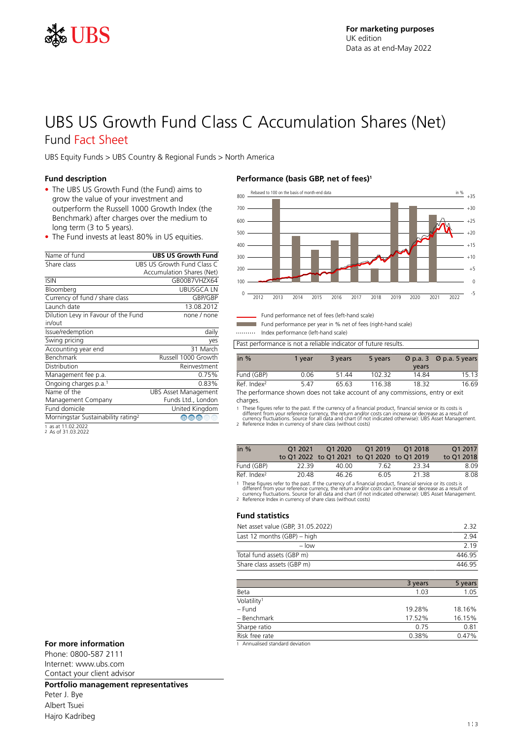For marketing purposes
UK edition
Data as at end-May 2022

# UBS US Growth Fund Class C Accumulation Shares (Net)

## Fund Fact Sheet

UBS Equity Funds > UBS Country & Regional Funds > North America

### Fund description

- The UBS US Growth Fund (the Fund) aims to grow the value of your investment and outperform the Russell 1000 Growth Index (the Benchmark) after charges over the medium to long term (3 to 5 years).
- The Fund invests at least 80% in US equities.

| Name of fund | **UBS US Growth Fund** |
|---|---|
| Share class | UBS US Growth Fund Class C Accumulation Shares (Net) |
| ISIN | GB00B7VHZX64 |
| Bloomberg | UBUSGCA LN |
| Currency of fund / share class | GBP/GBP |
| Launch date | 13.08.2012 |
| Dilution Levy in Favour of the Fund in/out | none / none |
| Issue/redemption | daily |
| Swing pricing | yes |
| Accounting year end | 31 March |
| Benchmark | Russell 1000 Growth |
| Distribution | Reinvestment |
| Management fee p.a. | 0.75% |
| Ongoing charges p.a.[1] | 0.83% |
| Name of the Management Company | UBS Asset Management Funds Ltd., London |
| Fund domicile | United Kingdom |
| Morningstar Sustainability rating[2] | 3 of 5 globes |

1 as at 11.02.2022
2 As of 31.03.2022

### Performance (basis GBP, net of fees)[1]

Rebased to 100 on the basis of month-end data

Fund performance net of fees (left-hand scale)
Fund performance per year in % net of fees (right-hand scale)
Index performance (left-hand scale)

Past performance is not a reliable indicator of future results.

| in % | 1 year | 3 years | 5 years | Ø p.a. 3 years | Ø p.a. 5 years |
|---|---|---|---|---|---|
| Fund (GBP) | 0.06 | 51.44 | 102.32 | 14.84 | 15.13 |
| Ref. Index[2] | 5.47 | 65.63 | 116.38 | 18.32 | 16.69 |

The performance shown does not take account of any commissions, entry or exit charges.

1 These figures refer to the past. If the currency of a financial product, financial service or its costs is different from your reference currency, the return and/or costs can increase or decrease as a result of currency fluctuations. Source for all data and chart (if not indicated otherwise): UBS Asset Management.
2 Reference Index in currency of share class (without costs)

| in % | Q1 2021 to Q1 2022 | Q1 2020 to Q1 2021 | Q1 2019 to Q1 2020 | Q1 2018 to Q1 2019 | Q1 2017 to Q1 2018 |
|---|---|---|---|---|---|
| Fund (GBP) | 22.39 | 40.00 | 7.62 | 23.34 | 8.09 |
| Ref. Index[2] | 20.48 | 46.26 | 6.05 | 21.38 | 8.08 |

1 These figures refer to the past. If the currency of a financial product, financial service or its costs is different from your reference currency, the return and/or costs can increase or decrease as a result of currency fluctuations. Source for all data and chart (if not indicated otherwise): UBS Asset Management.
2 Reference Index in currency of share class (without costs)

### Fund statistics

| | |
|---|---|
| Net asset value (GBP, 31.05.2022) | 2.32 |
| Last 12 months (GBP) – high | 2.94 |
| – low | 2.19 |
| Total fund assets (GBP m) | 446.95 |
| Share class assets (GBP m) | 446.95 |

| | 3 years | 5 years |
|---|---|---|
| Beta | 1.03 | 1.05 |
| Volatility[1] | | |
| – Fund | 19.28% | 18.16% |
| – Benchmark | 17.52% | 16.15% |
| Sharpe ratio | 0.75 | 0.81 |
| Risk free rate | 0.38% | 0.47% |

1 Annualised standard deviation

### For more information

Phone: 0800-587 2111
Internet: www.ubs.com
Contact your client advisor

### Portfolio management representatives

Peter J. Bye
Albert Tsuei
Hajro Kadribeg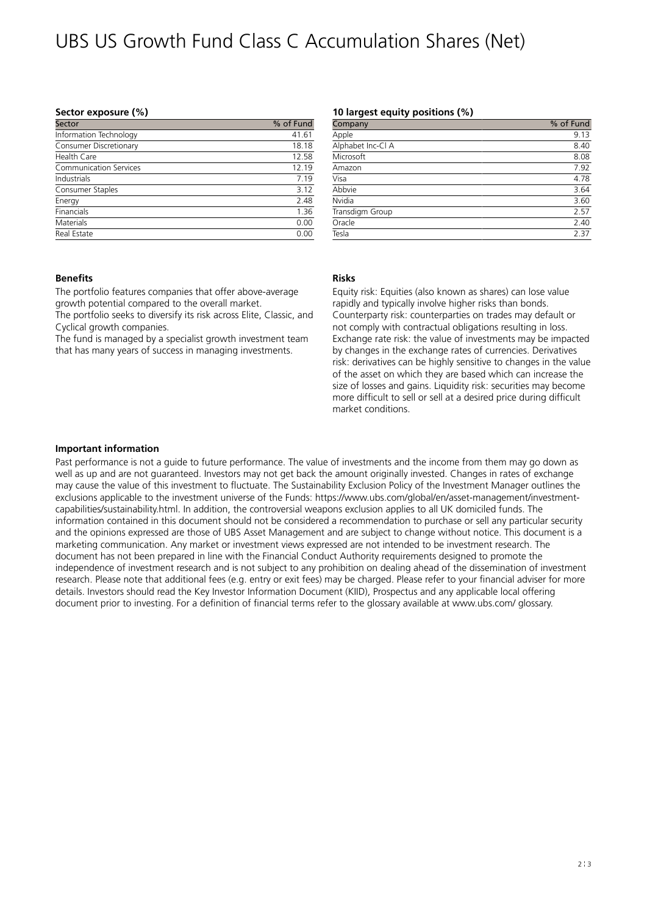# UBS US Growth Fund Class C Accumulation Shares (Net)

### Sector exposure (%)

| Sector | % of Fund |
|---|---|
| Information Technology | 41.61 |
| Consumer Discretionary | 18.18 |
| Health Care | 12.58 |
| Communication Services | 12.19 |
| Industrials | 7.19 |
| Consumer Staples | 3.12 |
| Energy | 2.48 |
| Financials | 1.36 |
| Materials | 0.00 |
| Real Estate | 0.00 |

### 10 largest equity positions (%)

| Company | % of Fund |
|---|---|
| Apple | 9.13 |
| Alphabet Inc-Cl A | 8.40 |
| Microsoft | 8.08 |
| Amazon | 7.92 |
| Visa | 4.78 |
| Abbvie | 3.64 |
| Nvidia | 3.60 |
| Transdigm Group | 2.57 |
| Oracle | 2.40 |
| Tesla | 2.37 |

### Benefits

The portfolio features companies that offer above-average growth potential compared to the overall market.
The portfolio seeks to diversify its risk across Elite, Classic, and Cyclical growth companies.
The fund is managed by a specialist growth investment team that has many years of success in managing investments.

### Risks

Equity risk: Equities (also known as shares) can lose value rapidly and typically involve higher risks than bonds. Counterparty risk: counterparties on trades may default or not comply with contractual obligations resulting in loss. Exchange rate risk: the value of investments may be impacted by changes in the exchange rates of currencies. Derivatives risk: derivatives can be highly sensitive to changes in the value of the asset on which they are based which can increase the size of losses and gains. Liquidity risk: securities may become more difficult to sell or sell at a desired price during difficult market conditions.

### Important information

Past performance is not a guide to future performance. The value of investments and the income from them may go down as well as up and are not guaranteed. Investors may not get back the amount originally invested. Changes in rates of exchange may cause the value of this investment to fluctuate. The Sustainability Exclusion Policy of the Investment Manager outlines the exclusions applicable to the investment universe of the Funds: https://www.ubs.com/global/en/asset-management/investment-capabilities/sustainability.html. In addition, the controversial weapons exclusion applies to all UK domiciled funds. The information contained in this document should not be considered a recommendation to purchase or sell any particular security and the opinions expressed are those of UBS Asset Management and are subject to change without notice. This document is a marketing communication. Any market or investment views expressed are not intended to be investment research. The document has not been prepared in line with the Financial Conduct Authority requirements designed to promote the independence of investment research and is not subject to any prohibition on dealing ahead of the dissemination of investment research. Please note that additional fees (e.g. entry or exit fees) may be charged. Please refer to your financial adviser for more details. Investors should read the Key Investor Information Document (KIID), Prospectus and any applicable local offering document prior to investing. For a definition of financial terms refer to the glossary available at www.ubs.com/ glossary.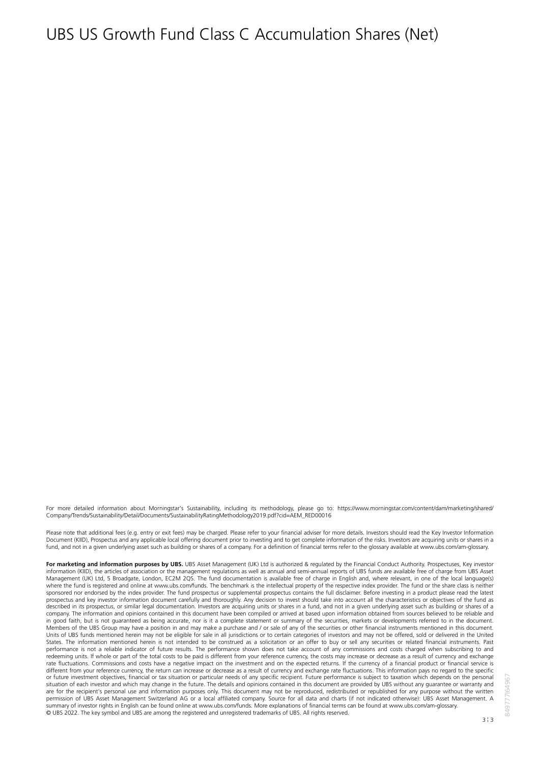# UBS US Growth Fund Class C Accumulation Shares (Net)

For more detailed information about Morningstar's Sustainability, including its methodology, please go to: https://www.morningstar.com/content/dam/marketing/shared/Company/Trends/Sustainability/Detail/Documents/SustainabilityRatingMethodology2019.pdf?cid=AEM_RED00016

Please note that additional fees (e.g. entry or exit fees) may be charged. Please refer to your financial adviser for more details. Investors should read the Key Investor Information Document (KIID), Prospectus and any applicable local offering document prior to investing and to get complete information of the risks. Investors are acquiring units or shares in a fund, and not in a given underlying asset such as building or shares of a company. For a definition of financial terms refer to the glossary available at www.ubs.com/am-glossary.

**For marketing and information purposes by UBS.** UBS Asset Management (UK) Ltd is authorized & regulated by the Financial Conduct Authority. Prospectuses, Key investor information (KIID), the articles of association or the management regulations as well as annual and semi-annual reports of UBS funds are available free of charge from UBS Asset Management (UK) Ltd, 5 Broadgate, London, EC2M 2QS. The fund documentation is available free of charge in English and, where relevant, in one of the local language(s) where the fund is registered and online at www.ubs.com/funds. The benchmark is the intellectual property of the respective index provider. The fund or the share class is neither sponsored nor endorsed by the index provider. The fund prospectus or supplemental prospectus contains the full disclaimer. Before investing in a product please read the latest prospectus and key investor information document carefully and thoroughly. Any decision to invest should take into account all the characteristics or objectives of the fund as described in its prospectus, or similar legal documentation. Investors are acquiring units or shares in a fund, and not in a given underlying asset such as building or shares of a company. The information and opinions contained in this document have been compiled or arrived at based upon information obtained from sources believed to be reliable and in good faith, but is not guaranteed as being accurate, nor is it a complete statement or summary of the securities, markets or developments referred to in the document. Members of the UBS Group may have a position in and may make a purchase and / or sale of any of the securities or other financial instruments mentioned in this document. Units of UBS funds mentioned herein may not be eligible for sale in all jurisdictions or to certain categories of investors and may not be offered, sold or delivered in the United States. The information mentioned herein is not intended to be construed as a solicitation or an offer to buy or sell any securities or related financial instruments. Past performance is not a reliable indicator of future results. The performance shown does not take account of any commissions and costs charged when subscribing to and redeeming units. If whole or part of the total costs to be paid is different from your reference currency, the costs may increase or decrease as a result of currency and exchange rate fluctuations. Commissions and costs have a negative impact on the investment and on the expected returns. If the currency of a financial product or financial service is different from your reference currency, the return can increase or decrease as a result of currency and exchange rate fluctuations. This information pays no regard to the specific or future investment objectives, financial or tax situation or particular needs of any specific recipient. Future performance is subject to taxation which depends on the personal situation of each investor and which may change in the future. The details and opinions contained in this document are provided by UBS without any guarantee or warranty and are for the recipient's personal use and information purposes only. This document may not be reproduced, redistributed or republished for any purpose without the written permission of UBS Asset Management Switzerland AG or a local affiliated company. Source for all data and charts (if not indicated otherwise): UBS Asset Management. A summary of investor rights in English can be found online at www.ubs.com/funds. More explanations of financial terms can be found at www.ubs.com/am-glossary.
© UBS 2022. The key symbol and UBS are among the registered and unregistered trademarks of UBS. All rights reserved.

84977|64967